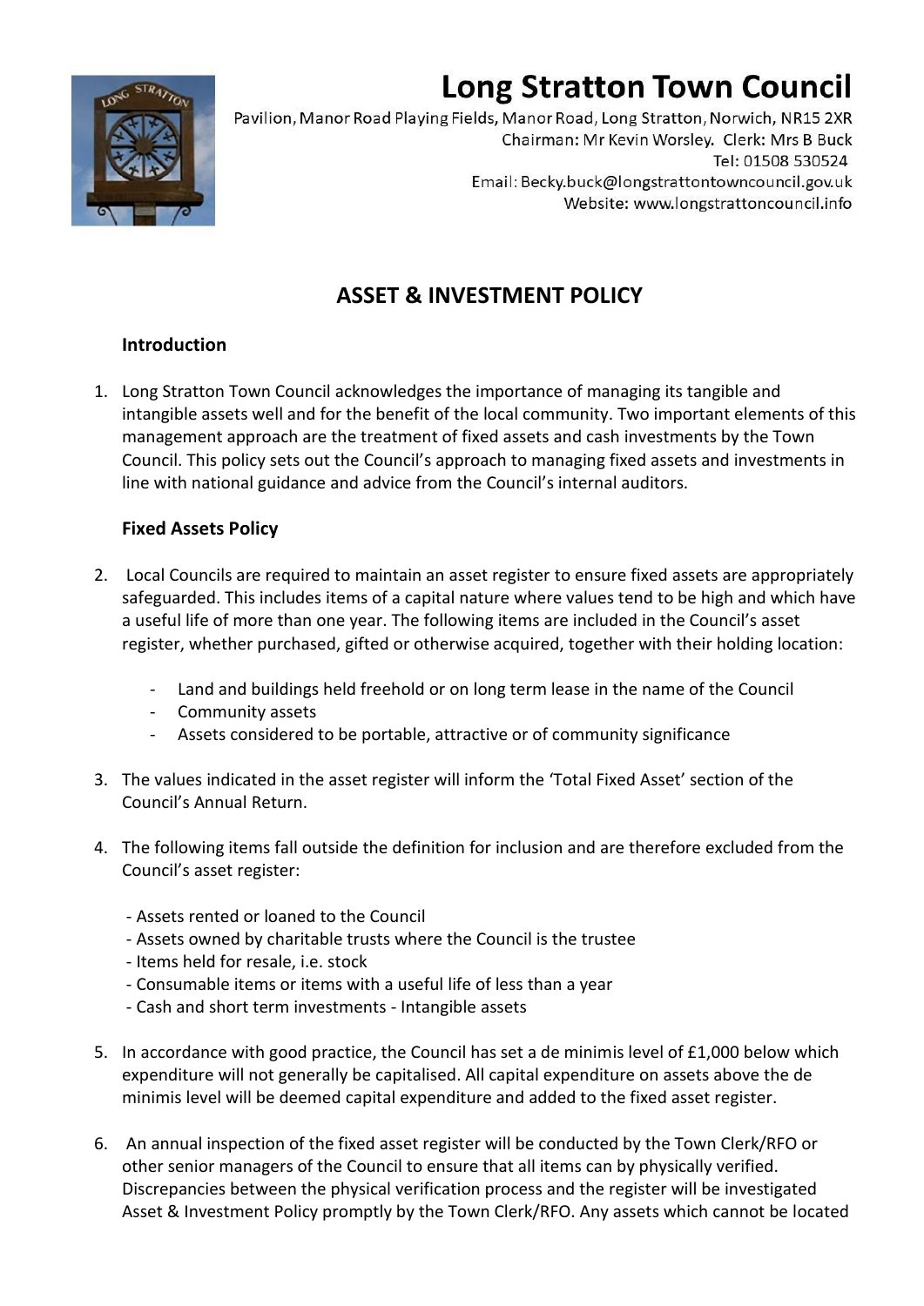# Long Stratton Town Council

Pavilion, Manor Road Playing Fields, Manor Road, Long Stratton, Norwich, NR15 2XR
Chairman: Mr Kevin Worsley. Clerk: Mrs B Buck
Tel: 01508 530524
Email: Becky.buck@longstrattontowncouncil.gov.uk
Website: www.longstrattoncouncil.info

## ASSET & INVESTMENT POLICY

### Introduction

1. Long Stratton Town Council acknowledges the importance of managing its tangible and intangible assets well and for the benefit of the local community. Two important elements of this management approach are the treatment of fixed assets and cash investments by the Town Council. This policy sets out the Council's approach to managing fixed assets and investments in line with national guidance and advice from the Council's internal auditors.

### Fixed Assets Policy

2. Local Councils are required to maintain an asset register to ensure fixed assets are appropriately safeguarded. This includes items of a capital nature where values tend to be high and which have a useful life of more than one year. The following items are included in the Council's asset register, whether purchased, gifted or otherwise acquired, together with their holding location:

   - Land and buildings held freehold or on long term lease in the name of the Council
   - Community assets
   - Assets considered to be portable, attractive or of community significance

3. The values indicated in the asset register will inform the 'Total Fixed Asset' section of the Council's Annual Return.

4. The following items fall outside the definition for inclusion and are therefore excluded from the Council's asset register:

   - Assets rented or loaned to the Council
   - Assets owned by charitable trusts where the Council is the trustee
   - Items held for resale, i.e. stock
   - Consumable items or items with a useful life of less than a year
   - Cash and short term investments - Intangible assets

5. In accordance with good practice, the Council has set a de minimis level of £1,000 below which expenditure will not generally be capitalised. All capital expenditure on assets above the de minimis level will be deemed capital expenditure and added to the fixed asset register.

6. An annual inspection of the fixed asset register will be conducted by the Town Clerk/RFO or other senior managers of the Council to ensure that all items can by physically verified. Discrepancies between the physical verification process and the register will be investigated Asset & Investment Policy promptly by the Town Clerk/RFO. Any assets which cannot be located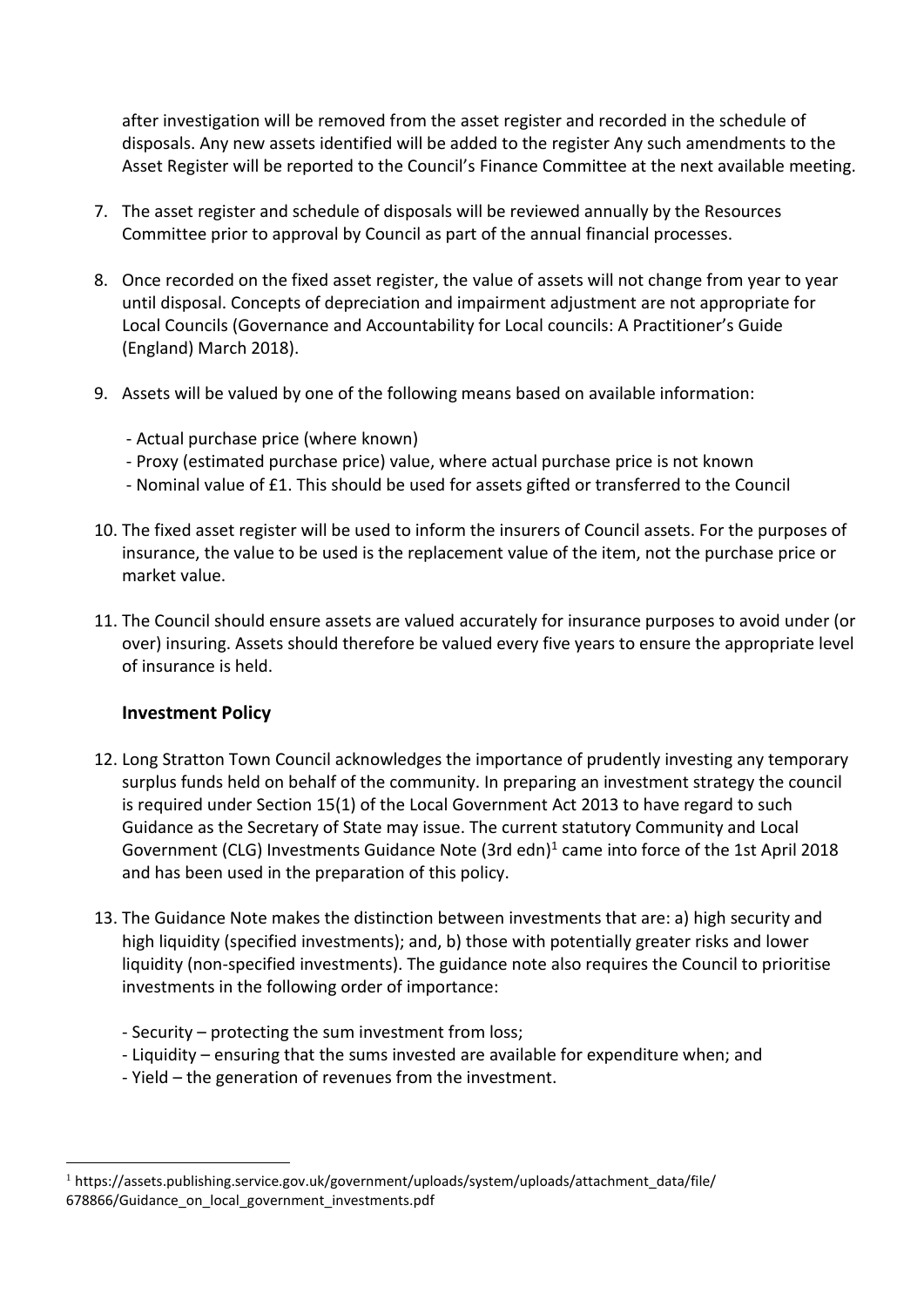after investigation will be removed from the asset register and recorded in the schedule of disposals. Any new assets identified will be added to the register Any such amendments to the Asset Register will be reported to the Council's Finance Committee at the next available meeting.

7. The asset register and schedule of disposals will be reviewed annually by the Resources Committee prior to approval by Council as part of the annual financial processes.

8. Once recorded on the fixed asset register, the value of assets will not change from year to year until disposal. Concepts of depreciation and impairment adjustment are not appropriate for Local Councils (Governance and Accountability for Local councils: A Practitioner's Guide (England) March 2018).

9. Assets will be valued by one of the following means based on available information:

   - Actual purchase price (where known)
   - Proxy (estimated purchase price) value, where actual purchase price is not known
   - Nominal value of £1. This should be used for assets gifted or transferred to the Council

10. The fixed asset register will be used to inform the insurers of Council assets. For the purposes of insurance, the value to be used is the replacement value of the item, not the purchase price or market value.

11. The Council should ensure assets are valued accurately for insurance purposes to avoid under (or over) insuring. Assets should therefore be valued every five years to ensure the appropriate level of insurance is held.

### Investment Policy

12. Long Stratton Town Council acknowledges the importance of prudently investing any temporary surplus funds held on behalf of the community. In preparing an investment strategy the council is required under Section 15(1) of the Local Government Act 2013 to have regard to such Guidance as the Secretary of State may issue. The current statutory Community and Local Government (CLG) Investments Guidance Note (3rd edn)[1] came into force of the 1st April 2018 and has been used in the preparation of this policy.

13. The Guidance Note makes the distinction between investments that are: a) high security and high liquidity (specified investments); and, b) those with potentially greater risks and lower liquidity (non-specified investments). The guidance note also requires the Council to prioritise investments in the following order of importance:

   - Security – protecting the sum investment from loss;
   - Liquidity – ensuring that the sums invested are available for expenditure when; and
   - Yield – the generation of revenues from the investment.

---

[1] https://assets.publishing.service.gov.uk/government/uploads/system/uploads/attachment_data/file/678866/Guidance_on_local_government_investments.pdf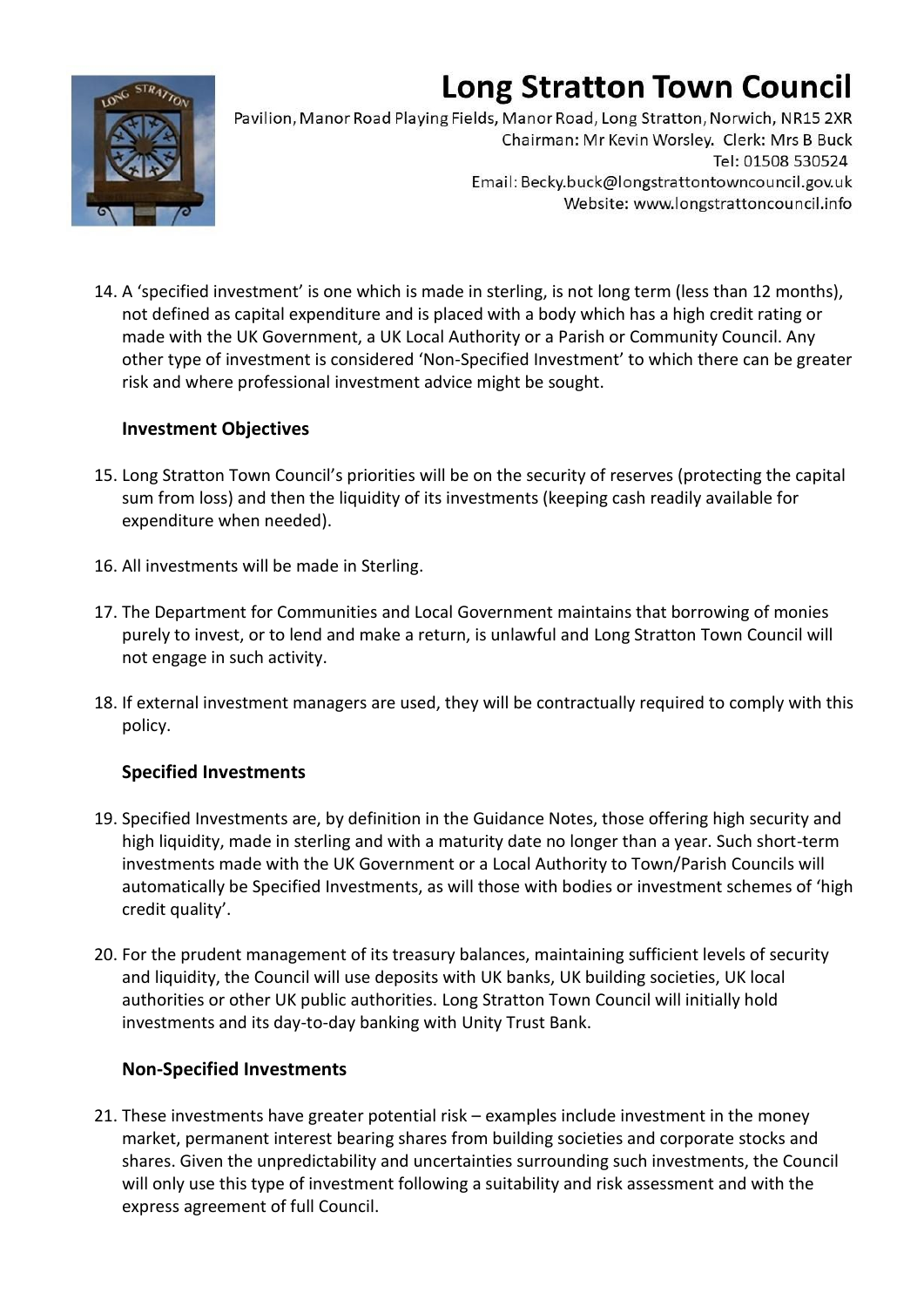14. A 'specified investment' is one which is made in sterling, is not long term (less than 12 months), not defined as capital expenditure and is placed with a body which has a high credit rating or made with the UK Government, a UK Local Authority or a Parish or Community Council. Any other type of investment is considered 'Non-Specified Investment' to which there can be greater risk and where professional investment advice might be sought.

### Investment Objectives

15. Long Stratton Town Council's priorities will be on the security of reserves (protecting the capital sum from loss) and then the liquidity of its investments (keeping cash readily available for expenditure when needed).

16. All investments will be made in Sterling.

17. The Department for Communities and Local Government maintains that borrowing of monies purely to invest, or to lend and make a return, is unlawful and Long Stratton Town Council will not engage in such activity.

18. If external investment managers are used, they will be contractually required to comply with this policy.

### Specified Investments

19. Specified Investments are, by definition in the Guidance Notes, those offering high security and high liquidity, made in sterling and with a maturity date no longer than a year. Such short-term investments made with the UK Government or a Local Authority to Town/Parish Councils will automatically be Specified Investments, as will those with bodies or investment schemes of 'high credit quality'.

20. For the prudent management of its treasury balances, maintaining sufficient levels of security and liquidity, the Council will use deposits with UK banks, UK building societies, UK local authorities or other UK public authorities. Long Stratton Town Council will initially hold investments and its day-to-day banking with Unity Trust Bank.

### Non-Specified Investments

21. These investments have greater potential risk – examples include investment in the money market, permanent interest bearing shares from building societies and corporate stocks and shares. Given the unpredictability and uncertainties surrounding such investments, the Council will only use this type of investment following a suitability and risk assessment and with the express agreement of full Council.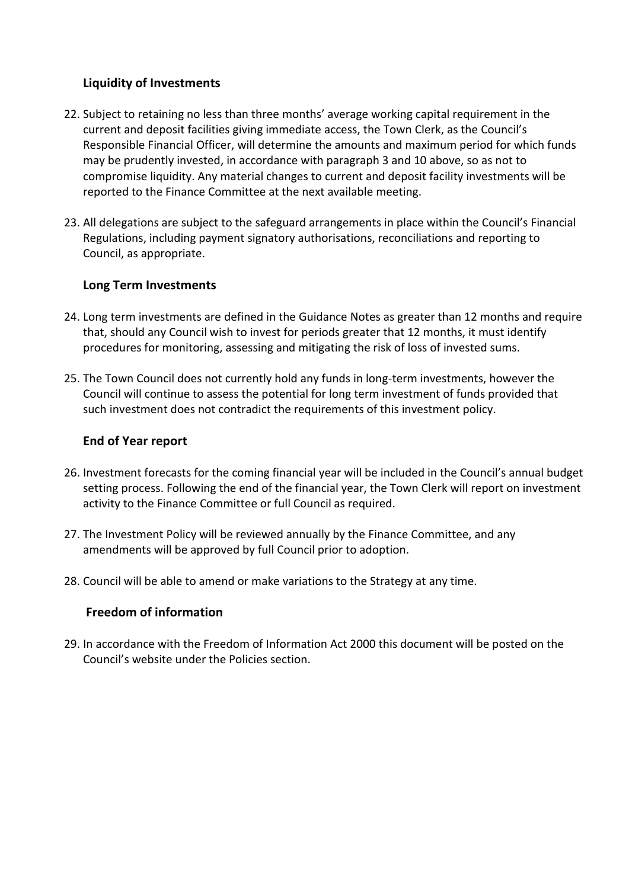## Liquidity of Investments

22. Subject to retaining no less than three months' average working capital requirement in the current and deposit facilities giving immediate access, the Town Clerk, as the Council's Responsible Financial Officer, will determine the amounts and maximum period for which funds may be prudently invested, in accordance with paragraph 3 and 10 above, so as not to compromise liquidity. Any material changes to current and deposit facility investments will be reported to the Finance Committee at the next available meeting.

23. All delegations are subject to the safeguard arrangements in place within the Council's Financial Regulations, including payment signatory authorisations, reconciliations and reporting to Council, as appropriate.

## Long Term Investments

24. Long term investments are defined in the Guidance Notes as greater than 12 months and require that, should any Council wish to invest for periods greater that 12 months, it must identify procedures for monitoring, assessing and mitigating the risk of loss of invested sums.

25. The Town Council does not currently hold any funds in long-term investments, however the Council will continue to assess the potential for long term investment of funds provided that such investment does not contradict the requirements of this investment policy.

## End of Year report

26. Investment forecasts for the coming financial year will be included in the Council's annual budget setting process. Following the end of the financial year, the Town Clerk will report on investment activity to the Finance Committee or full Council as required.

27. The Investment Policy will be reviewed annually by the Finance Committee, and any amendments will be approved by full Council prior to adoption.

28. Council will be able to amend or make variations to the Strategy at any time.

## Freedom of information

29. In accordance with the Freedom of Information Act 2000 this document will be posted on the Council's website under the Policies section.